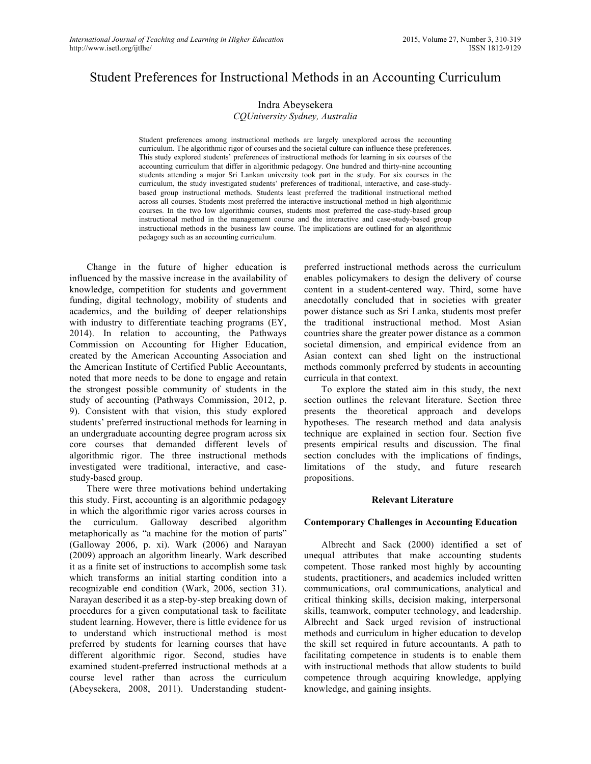# Student Preferences for Instructional Methods in an Accounting Curriculum

Indra Abeysekera  
*CQUniversity Sydney, Australia*

Student preferences among instructional methods are largely unexplored across the accounting curriculum. The algorithmic rigor of courses and the societal culture can influence these preferences. This study explored students' preferences of instructional methods for learning in six courses of the accounting curriculum that differ in algorithmic pedagogy. One hundred and thirty-nine accounting students attending a major Sri Lankan university took part in the study. For six courses in the curriculum, the study investigated students' preferences of traditional, interactive, and case-study-based group instructional methods. Students least preferred the traditional instructional method across all courses. Students most preferred the interactive instructional method in high algorithmic courses. In the two low algorithmic courses, students most preferred the case-study-based group instructional method in the management course and the interactive and case-study-based group instructional methods in the business law course. The implications are outlined for an algorithmic pedagogy such as an accounting curriculum.

Change in the future of higher education is influenced by the massive increase in the availability of knowledge, competition for students and government funding, digital technology, mobility of students and academics, and the building of deeper relationships with industry to differentiate teaching programs (EY, 2014). In relation to accounting, the Pathways Commission on Accounting for Higher Education, created by the American Accounting Association and the American Institute of Certified Public Accountants, noted that more needs to be done to engage and retain the strongest possible community of students in the study of accounting (Pathways Commission, 2012, p. 9). Consistent with that vision, this study explored students' preferred instructional methods for learning in an undergraduate accounting degree program across six core courses that demanded different levels of algorithmic rigor. The three instructional methods investigated were traditional, interactive, and case-study-based group.

There were three motivations behind undertaking this study. First, accounting is an algorithmic pedagogy in which the algorithmic rigor varies across courses in the curriculum. Galloway described algorithm metaphorically as "a machine for the motion of parts" (Galloway 2006, p. xi). Wark (2006) and Narayan (2009) approach an algorithm linearly. Wark described it as a finite set of instructions to accomplish some task which transforms an initial starting condition into a recognizable end condition (Wark, 2006, section 31). Narayan described it as a step-by-step breaking down of procedures for a given computational task to facilitate student learning. However, there is little evidence for us to understand which instructional method is most preferred by students for learning courses that have different algorithmic rigor. Second, studies have examined student-preferred instructional methods at a course level rather than across the curriculum (Abeysekera, 2008, 2011). Understanding student-preferred instructional methods across the curriculum enables policymakers to design the delivery of course content in a student-centered way. Third, some have anecdotally concluded that in societies with greater power distance such as Sri Lanka, students most prefer the traditional instructional method. Most Asian countries share the greater power distance as a common societal dimension, and empirical evidence from an Asian context can shed light on the instructional methods commonly preferred by students in accounting curricula in that context.

To explore the stated aim in this study, the next section outlines the relevant literature. Section three presents the theoretical approach and develops hypotheses. The research method and data analysis technique are explained in section four. Section five presents empirical results and discussion. The final section concludes with the implications of findings, limitations of the study, and future research propositions.

## Relevant Literature

### Contemporary Challenges in Accounting Education

Albrecht and Sack (2000) identified a set of unequal attributes that make accounting students competent. Those ranked most highly by accounting students, practitioners, and academics included written communications, oral communications, analytical and critical thinking skills, decision making, interpersonal skills, teamwork, computer technology, and leadership. Albrecht and Sack urged revision of instructional methods and curriculum in higher education to develop the skill set required in future accountants. A path to facilitating competence in students is to enable them with instructional methods that allow students to build competence through acquiring knowledge, applying knowledge, and gaining insights.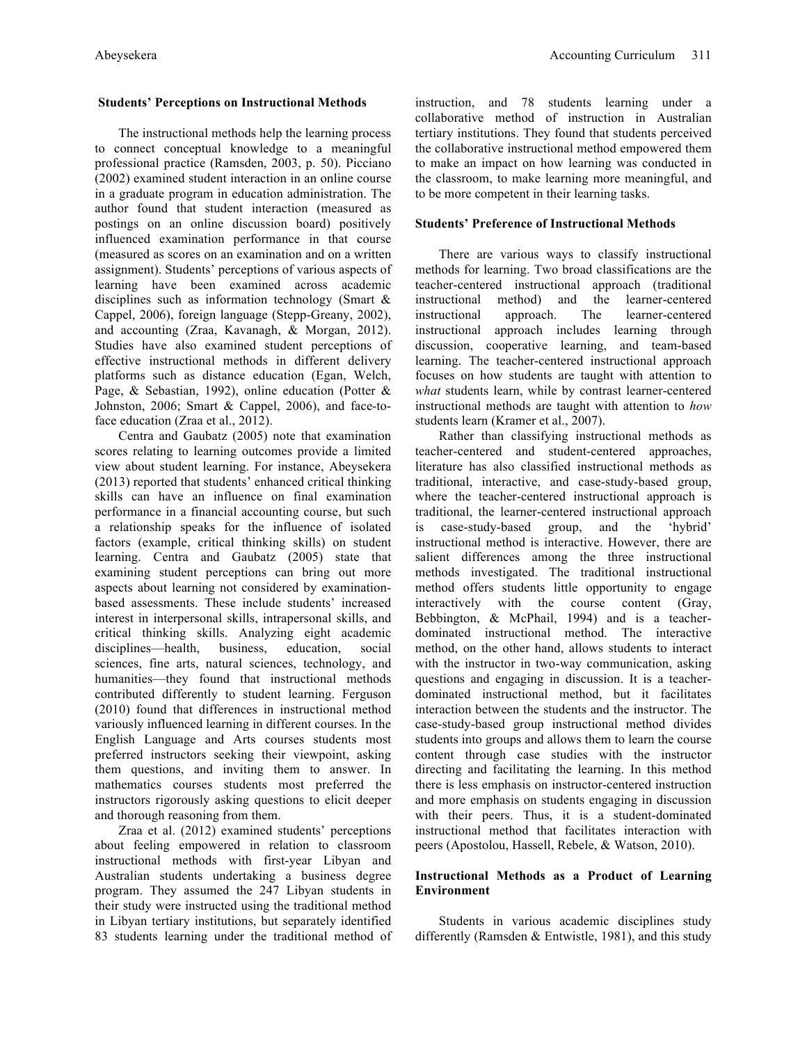### Students' Perceptions on Instructional Methods

The instructional methods help the learning process to connect conceptual knowledge to a meaningful professional practice (Ramsden, 2003, p. 50). Picciano (2002) examined student interaction in an online course in a graduate program in education administration. The author found that student interaction (measured as postings on an online discussion board) positively influenced examination performance in that course (measured as scores on an examination and on a written assignment). Students' perceptions of various aspects of learning have been examined across academic disciplines such as information technology (Smart & Cappel, 2006), foreign language (Stepp-Greany, 2002), and accounting (Zraa, Kavanagh, & Morgan, 2012). Studies have also examined student perceptions of effective instructional methods in different delivery platforms such as distance education (Egan, Welch, Page, & Sebastian, 1992), online education (Potter & Johnston, 2006; Smart & Cappel, 2006), and face-to-face education (Zraa et al., 2012).

Centra and Gaubatz (2005) note that examination scores relating to learning outcomes provide a limited view about student learning. For instance, Abeysekera (2013) reported that students' enhanced critical thinking skills can have an influence on final examination performance in a financial accounting course, but such a relationship speaks for the influence of isolated factors (example, critical thinking skills) on student learning. Centra and Gaubatz (2005) state that examining student perceptions can bring out more aspects about learning not considered by examination-based assessments. These include students' increased interest in interpersonal skills, intrapersonal skills, and critical thinking skills. Analyzing eight academic disciplines—health, business, education, social sciences, fine arts, natural sciences, technology, and humanities—they found that instructional methods contributed differently to student learning. Ferguson (2010) found that differences in instructional method variously influenced learning in different courses. In the English Language and Arts courses students most preferred instructors seeking their viewpoint, asking them questions, and inviting them to answer. In mathematics courses students most preferred the instructors rigorously asking questions to elicit deeper and thorough reasoning from them.

Zraa et al. (2012) examined students' perceptions about feeling empowered in relation to classroom instructional methods with first-year Libyan and Australian students undertaking a business degree program. They assumed the 247 Libyan students in their study were instructed using the traditional method in Libyan tertiary institutions, but separately identified 83 students learning under the traditional method of instruction, and 78 students learning under a collaborative method of instruction in Australian tertiary institutions. They found that students perceived the collaborative instructional method empowered them to make an impact on how learning was conducted in the classroom, to make learning more meaningful, and to be more competent in their learning tasks.

### Students' Preference of Instructional Methods

There are various ways to classify instructional methods for learning. Two broad classifications are the teacher-centered instructional approach (traditional instructional method) and the learner-centered instructional approach. The learner-centered instructional approach includes learning through discussion, cooperative learning, and team-based learning. The teacher-centered instructional approach focuses on how students are taught with attention to *what* students learn, while by contrast learner-centered instructional methods are taught with attention to *how* students learn (Kramer et al., 2007).

Rather than classifying instructional methods as teacher-centered and student-centered approaches, literature has also classified instructional methods as traditional, interactive, and case-study-based group, where the teacher-centered instructional approach is traditional, the learner-centered instructional approach is case-study-based group, and the 'hybrid' instructional method is interactive. However, there are salient differences among the three instructional methods investigated. The traditional instructional method offers students little opportunity to engage interactively with the course content (Gray, Bebbington, & McPhail, 1994) and is a teacher-dominated instructional method. The interactive method, on the other hand, allows students to interact with the instructor in two-way communication, asking questions and engaging in discussion. It is a teacher-dominated instructional method, but it facilitates interaction between the students and the instructor. The case-study-based group instructional method divides students into groups and allows them to learn the course content through case studies with the instructor directing and facilitating the learning. In this method there is less emphasis on instructor-centered instruction and more emphasis on students engaging in discussion with their peers. Thus, it is a student-dominated instructional method that facilitates interaction with peers (Apostolou, Hassell, Rebele, & Watson, 2010).

### Instructional Methods as a Product of Learning Environment

Students in various academic disciplines study differently (Ramsden & Entwistle, 1981), and this study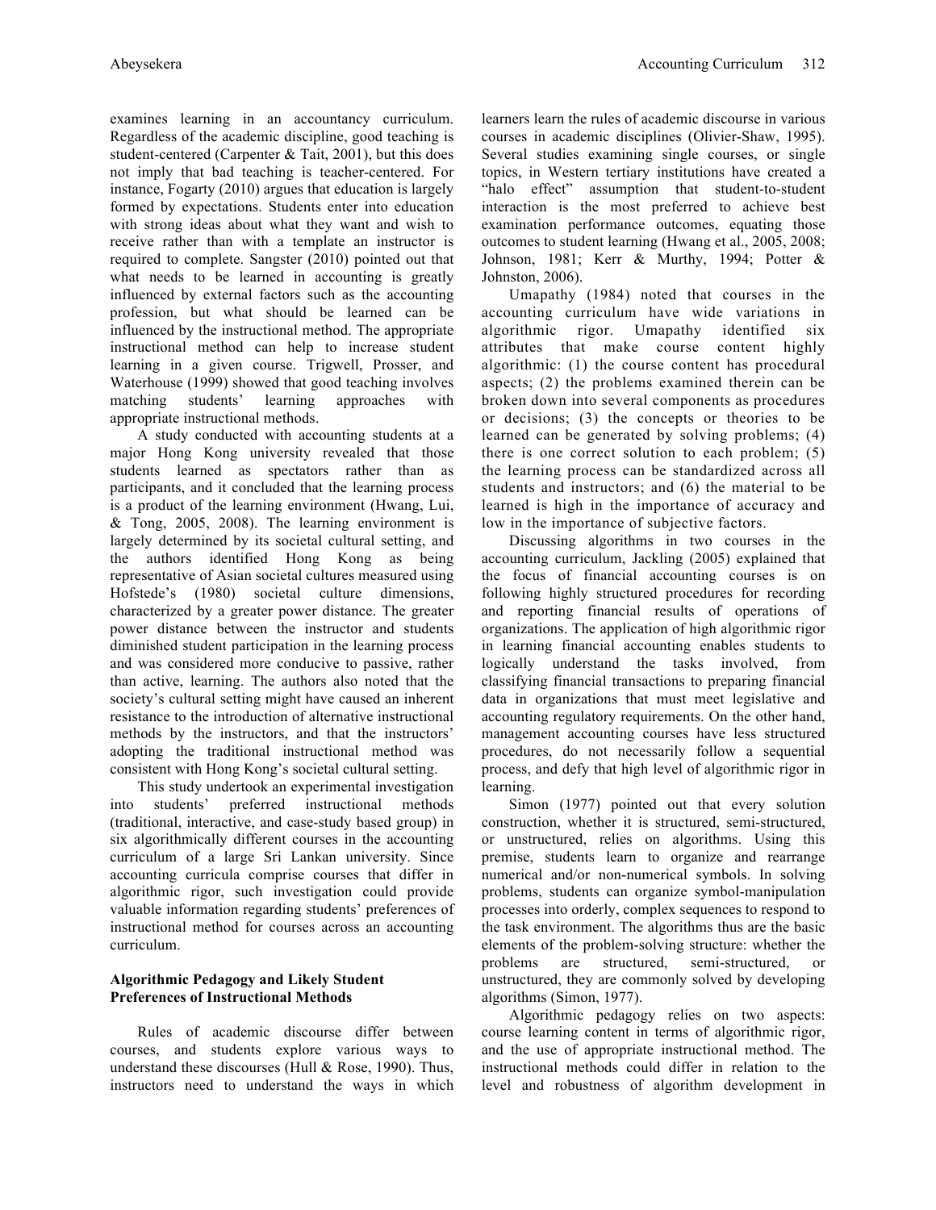examines learning in an accountancy curriculum. Regardless of the academic discipline, good teaching is student-centered (Carpenter & Tait, 2001), but this does not imply that bad teaching is teacher-centered. For instance, Fogarty (2010) argues that education is largely formed by expectations. Students enter into education with strong ideas about what they want and wish to receive rather than with a template an instructor is required to complete. Sangster (2010) pointed out that what needs to be learned in accounting is greatly influenced by external factors such as the accounting profession, but what should be learned can be influenced by the instructional method. The appropriate instructional method can help to increase student learning in a given course. Trigwell, Prosser, and Waterhouse (1999) showed that good teaching involves matching students' learning approaches with appropriate instructional methods.

A study conducted with accounting students at a major Hong Kong university revealed that those students learned as spectators rather than as participants, and it concluded that the learning process is a product of the learning environment (Hwang, Lui, & Tong, 2005, 2008). The learning environment is largely determined by its societal cultural setting, and the authors identified Hong Kong as being representative of Asian societal cultures measured using Hofstede's (1980) societal culture dimensions, characterized by a greater power distance. The greater power distance between the instructor and students diminished student participation in the learning process and was considered more conducive to passive, rather than active, learning. The authors also noted that the society's cultural setting might have caused an inherent resistance to the introduction of alternative instructional methods by the instructors, and that the instructors' adopting the traditional instructional method was consistent with Hong Kong's societal cultural setting.

This study undertook an experimental investigation into students' preferred instructional methods (traditional, interactive, and case-study based group) in six algorithmically different courses in the accounting curriculum of a large Sri Lankan university. Since accounting curricula comprise courses that differ in algorithmic rigor, such investigation could provide valuable information regarding students' preferences of instructional method for courses across an accounting curriculum.

### Algorithmic Pedagogy and Likely Student Preferences of Instructional Methods

Rules of academic discourse differ between courses, and students explore various ways to understand these discourses (Hull & Rose, 1990). Thus, instructors need to understand the ways in which learners learn the rules of academic discourse in various courses in academic disciplines (Olivier-Shaw, 1995). Several studies examining single courses, or single topics, in Western tertiary institutions have created a "halo effect" assumption that student-to-student interaction is the most preferred to achieve best examination performance outcomes, equating those outcomes to student learning (Hwang et al., 2005, 2008; Johnson, 1981; Kerr & Murthy, 1994; Potter & Johnston, 2006).

Umapathy (1984) noted that courses in the accounting curriculum have wide variations in algorithmic rigor. Umapathy identified six attributes that make course content highly algorithmic: (1) the course content has procedural aspects; (2) the problems examined therein can be broken down into several components as procedures or decisions; (3) the concepts or theories to be learned can be generated by solving problems; (4) there is one correct solution to each problem; (5) the learning process can be standardized across all students and instructors; and (6) the material to be learned is high in the importance of accuracy and low in the importance of subjective factors.

Discussing algorithms in two courses in the accounting curriculum, Jackling (2005) explained that the focus of financial accounting courses is on following highly structured procedures for recording and reporting financial results of operations of organizations. The application of high algorithmic rigor in learning financial accounting enables students to logically understand the tasks involved, from classifying financial transactions to preparing financial data in organizations that must meet legislative and accounting regulatory requirements. On the other hand, management accounting courses have less structured procedures, do not necessarily follow a sequential process, and defy that high level of algorithmic rigor in learning.

Simon (1977) pointed out that every solution construction, whether it is structured, semi-structured, or unstructured, relies on algorithms. Using this premise, students learn to organize and rearrange numerical and/or non-numerical symbols. In solving problems, students can organize symbol-manipulation processes into orderly, complex sequences to respond to the task environment. The algorithms thus are the basic elements of the problem-solving structure: whether the problems are structured, semi-structured, or unstructured, they are commonly solved by developing algorithms (Simon, 1977).

Algorithmic pedagogy relies on two aspects: course learning content in terms of algorithmic rigor, and the use of appropriate instructional method. The instructional methods could differ in relation to the level and robustness of algorithm development in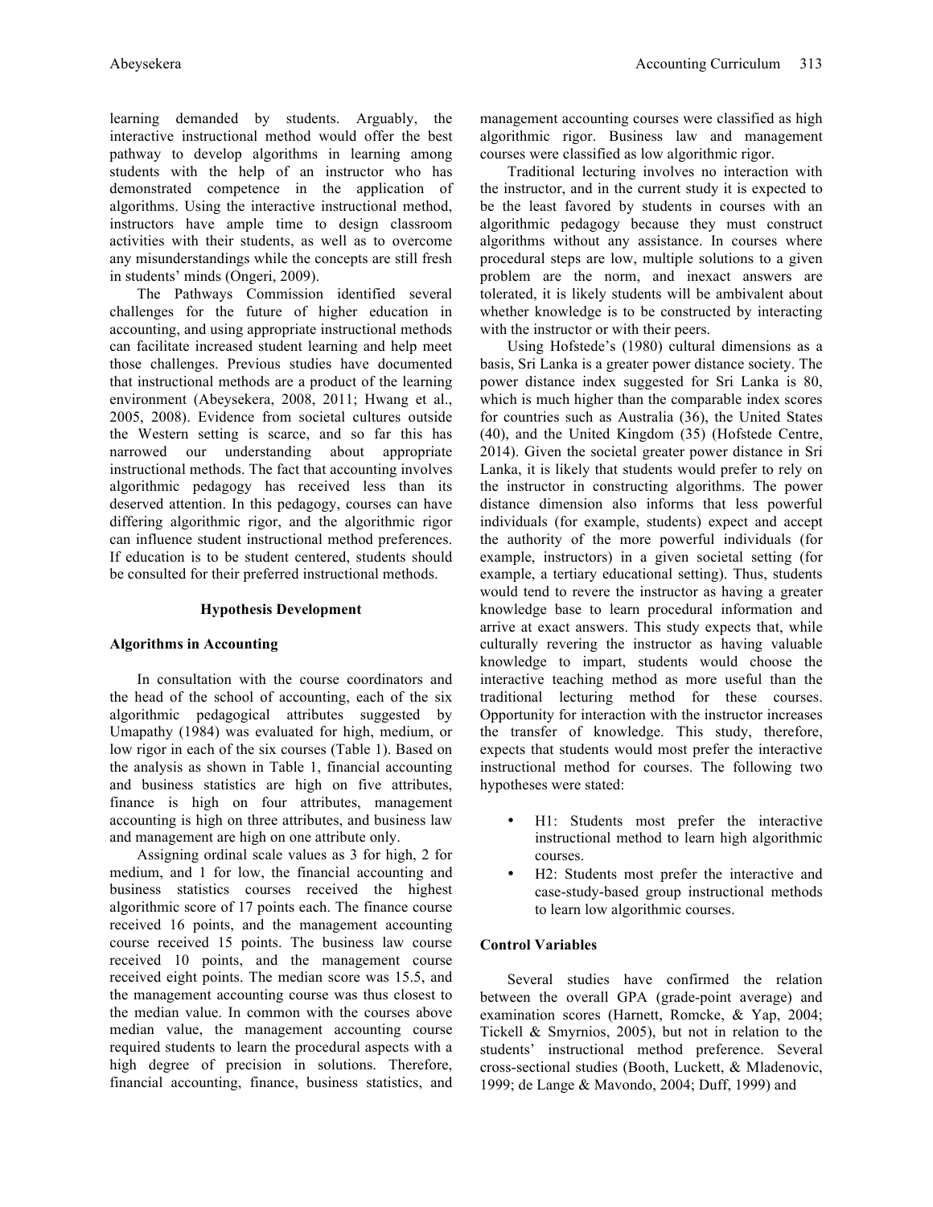learning demanded by students. Arguably, the interactive instructional method would offer the best pathway to develop algorithms in learning among students with the help of an instructor who has demonstrated competence in the application of algorithms. Using the interactive instructional method, instructors have ample time to design classroom activities with their students, as well as to overcome any misunderstandings while the concepts are still fresh in students' minds (Ongeri, 2009).

The Pathways Commission identified several challenges for the future of higher education in accounting, and using appropriate instructional methods can facilitate increased student learning and help meet those challenges. Previous studies have documented that instructional methods are a product of the learning environment (Abeysekera, 2008, 2011; Hwang et al., 2005, 2008). Evidence from societal cultures outside the Western setting is scarce, and so far this has narrowed our understanding about appropriate instructional methods. The fact that accounting involves algorithmic pedagogy has received less than its deserved attention. In this pedagogy, courses can have differing algorithmic rigor, and the algorithmic rigor can influence student instructional method preferences. If education is to be student centered, students should be consulted for their preferred instructional methods.

## Hypothesis Development

### Algorithms in Accounting

In consultation with the course coordinators and the head of the school of accounting, each of the six algorithmic pedagogical attributes suggested by Umapathy (1984) was evaluated for high, medium, or low rigor in each of the six courses (Table 1). Based on the analysis as shown in Table 1, financial accounting and business statistics are high on five attributes, finance is high on four attributes, management accounting is high on three attributes, and business law and management are high on one attribute only.

Assigning ordinal scale values as 3 for high, 2 for medium, and 1 for low, the financial accounting and business statistics courses received the highest algorithmic score of 17 points each. The finance course received 16 points, and the management accounting course received 15 points. The business law course received 10 points, and the management course received eight points. The median score was 15.5, and the management accounting course was thus closest to the median value. In common with the courses above median value, the management accounting course required students to learn the procedural aspects with a high degree of precision in solutions. Therefore, financial accounting, finance, business statistics, and management accounting courses were classified as high algorithmic rigor. Business law and management courses were classified as low algorithmic rigor.

Traditional lecturing involves no interaction with the instructor, and in the current study it is expected to be the least favored by students in courses with an algorithmic pedagogy because they must construct algorithms without any assistance. In courses where procedural steps are low, multiple solutions to a given problem are the norm, and inexact answers are tolerated, it is likely students will be ambivalent about whether knowledge is to be constructed by interacting with the instructor or with their peers.

Using Hofstede's (1980) cultural dimensions as a basis, Sri Lanka is a greater power distance society. The power distance index suggested for Sri Lanka is 80, which is much higher than the comparable index scores for countries such as Australia (36), the United States (40), and the United Kingdom (35) (Hofstede Centre, 2014). Given the societal greater power distance in Sri Lanka, it is likely that students would prefer to rely on the instructor in constructing algorithms. The power distance dimension also informs that less powerful individuals (for example, students) expect and accept the authority of the more powerful individuals (for example, instructors) in a given societal setting (for example, a tertiary educational setting). Thus, students would tend to revere the instructor as having a greater knowledge base to learn procedural information and arrive at exact answers. This study expects that, while culturally revering the instructor as having valuable knowledge to impart, students would choose the interactive teaching method as more useful than the traditional lecturing method for these courses. Opportunity for interaction with the instructor increases the transfer of knowledge. This study, therefore, expects that students would most prefer the interactive instructional method for courses. The following two hypotheses were stated:

- H1: Students most prefer the interactive instructional method to learn high algorithmic courses.
- H2: Students most prefer the interactive and case-study-based group instructional methods to learn low algorithmic courses.

### Control Variables

Several studies have confirmed the relation between the overall GPA (grade-point average) and examination scores (Harnett, Romcke, & Yap, 2004; Tickell & Smyrnios, 2005), but not in relation to the students' instructional method preference. Several cross-sectional studies (Booth, Luckett, & Mladenovic, 1999; de Lange & Mavondo, 2004; Duff, 1999) and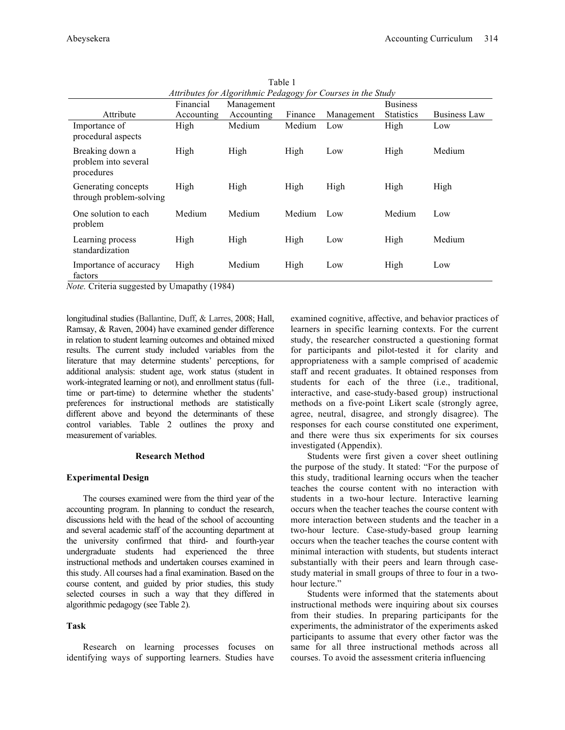Table 1

*Attributes for Algorithmic Pedagogy for Courses in the Study*

| Attribute | Financial Accounting | Management Accounting | Finance | Management | Business Statistics | Business Law |
|---|---|---|---|---|---|---|
| Importance of procedural aspects | High | Medium | Medium | Low | High | Low |
| Breaking down a problem into several procedures | High | High | High | Low | High | Medium |
| Generating concepts through problem-solving | High | High | High | High | High | High |
| One solution to each problem | Medium | Medium | Medium | Low | Medium | Low |
| Learning process standardization | High | High | High | Low | High | Medium |
| Importance of accuracy factors | High | Medium | High | Low | High | Low |

*Note.* Criteria suggested by Umapathy (1984)

longitudinal studies (Ballantine, Duff, & Larres, 2008; Hall, Ramsay, & Raven, 2004) have examined gender difference in relation to student learning outcomes and obtained mixed results. The current study included variables from the literature that may determine students' perceptions, for additional analysis: student age, work status (student in work-integrated learning or not), and enrollment status (full-time or part-time) to determine whether the students' preferences for instructional methods are statistically different above and beyond the determinants of these control variables. Table 2 outlines the proxy and measurement of variables.

## Research Method

### Experimental Design

The courses examined were from the third year of the accounting program. In planning to conduct the research, discussions held with the head of the school of accounting and several academic staff of the accounting department at the university confirmed that third- and fourth-year undergraduate students had experienced the three instructional methods and undertaken courses examined in this study. All courses had a final examination. Based on the course content, and guided by prior studies, this study selected courses in such a way that they differed in algorithmic pedagogy (see Table 2).

### Task

Research on learning processes focuses on identifying ways of supporting learners. Studies have examined cognitive, affective, and behavior practices of learners in specific learning contexts. For the current study, the researcher constructed a questioning format for participants and pilot-tested it for clarity and appropriateness with a sample comprised of academic staff and recent graduates. It obtained responses from students for each of the three (i.e., traditional, interactive, and case-study-based group) instructional methods on a five-point Likert scale (strongly agree, agree, neutral, disagree, and strongly disagree). The responses for each course constituted one experiment, and there were thus six experiments for six courses investigated (Appendix).

Students were first given a cover sheet outlining the purpose of the study. It stated: "For the purpose of this study, traditional learning occurs when the teacher teaches the course content with no interaction with students in a two-hour lecture. Interactive learning occurs when the teacher teaches the course content with more interaction between students and the teacher in a two-hour lecture. Case-study-based group learning occurs when the teacher teaches the course content with minimal interaction with students, but students interact substantially with their peers and learn through case-study material in small groups of three to four in a two-hour lecture."

Students were informed that the statements about instructional methods were inquiring about six courses from their studies. In preparing participants for the experiments, the administrator of the experiments asked participants to assume that every other factor was the same for all three instructional methods across all courses. To avoid the assessment criteria influencing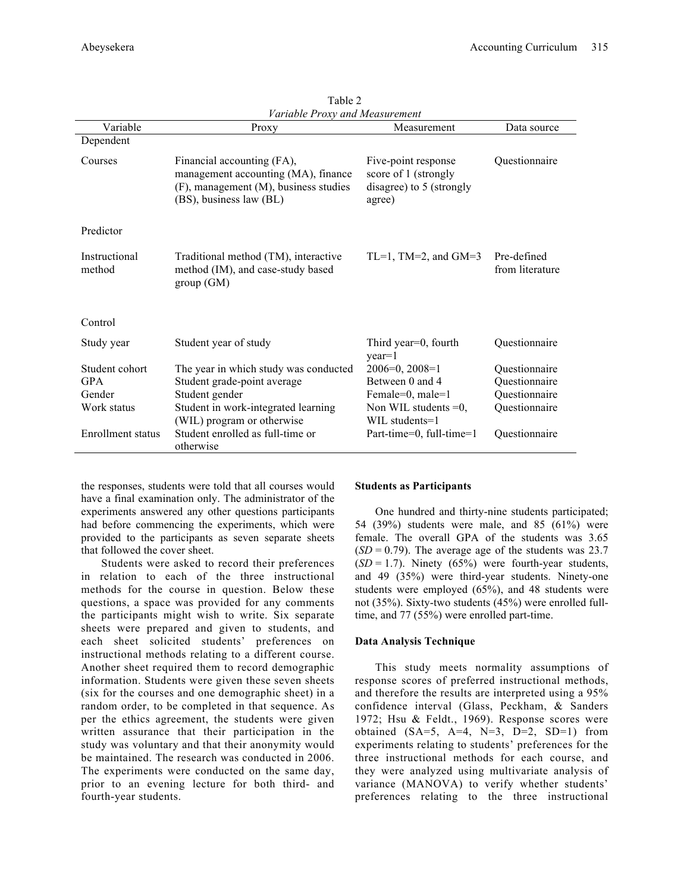Table 2

*Variable Proxy and Measurement*

| Variable | Proxy | Measurement | Data source |
|---|---|---|---|
| Dependent | | | |
| Courses | Financial accounting (FA), management accounting (MA), finance (F), management (M), business studies (BS), business law (BL) | Five-point response score of 1 (strongly disagree) to 5 (strongly agree) | Questionnaire |
| Predictor | | | |
| Instructional method | Traditional method (TM), interactive method (IM), and case-study based group (GM) | TL=1, TM=2, and GM=3 | Pre-defined from literature |
| Control | | | |
| Study year | Student year of study | Third year=0, fourth year=1 | Questionnaire |
| Student cohort | The year in which study was conducted | 2006=0, 2008=1 | Questionnaire |
| GPA | Student grade-point average | Between 0 and 4 | Questionnaire |
| Gender | Student gender | Female=0, male=1 | Questionnaire |
| Work status | Student in work-integrated learning (WIL) program or otherwise | Non WIL students =0, WIL students=1 | Questionnaire |
| Enrollment status | Student enrolled as full-time or otherwise | Part-time=0, full-time=1 | Questionnaire |

the responses, students were told that all courses would have a final examination only. The administrator of the experiments answered any other questions participants had before commencing the experiments, which were provided to the participants as seven separate sheets that followed the cover sheet.

Students were asked to record their preferences in relation to each of the three instructional methods for the course in question. Below these questions, a space was provided for any comments the participants might wish to write. Six separate sheets were prepared and given to students, and each sheet solicited students' preferences on instructional methods relating to a different course. Another sheet required them to record demographic information. Students were given these seven sheets (six for the courses and one demographic sheet) in a random order, to be completed in that sequence. As per the ethics agreement, the students were given written assurance that their participation in the study was voluntary and that their anonymity would be maintained. The research was conducted in 2006. The experiments were conducted on the same day, prior to an evening lecture for both third- and fourth-year students.

**Students as Participants**

One hundred and thirty-nine students participated; 54 (39%) students were male, and 85 (61%) were female. The overall GPA of the students was 3.65 ($SD = 0.79$). The average age of the students was 23.7 ($SD = 1.7$). Ninety (65%) were fourth-year students, and 49 (35%) were third-year students. Ninety-one students were employed (65%), and 48 students were not (35%). Sixty-two students (45%) were enrolled full-time, and 77 (55%) were enrolled part-time.

**Data Analysis Technique**

This study meets normality assumptions of response scores of preferred instructional methods, and therefore the results are interpreted using a 95% confidence interval (Glass, Peckham, & Sanders 1972; Hsu & Feldt., 1969). Response scores were obtained (SA=5, A=4, N=3, D=2, SD=1) from experiments relating to students' preferences for the three instructional methods for each course, and they were analyzed using multivariate analysis of variance (MANOVA) to verify whether students' preferences relating to the three instructional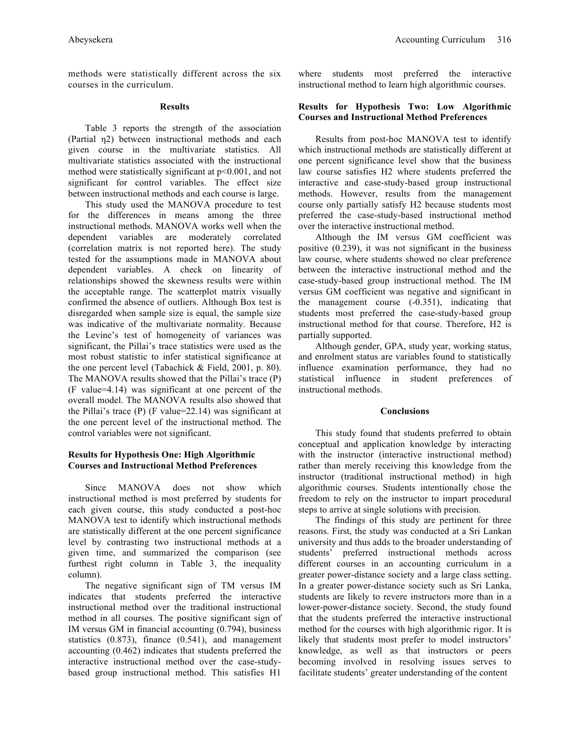methods were statistically different across the six courses in the curriculum.

## Results

Table 3 reports the strength of the association (Partial $\eta2$) between instructional methods and each given course in the multivariate statistics. All multivariate statistics associated with the instructional method were statistically significant at $p<0.001$, and not significant for control variables. The effect size between instructional methods and each course is large.

This study used the MANOVA procedure to test for the differences in means among the three instructional methods. MANOVA works well when the dependent variables are moderately correlated (correlation matrix is not reported here). The study tested for the assumptions made in MANOVA about dependent variables. A check on linearity of relationships showed the skewness results were within the acceptable range. The scatterplot matrix visually confirmed the absence of outliers. Although Box test is disregarded when sample size is equal, the sample size was indicative of the multivariate normality. Because the Levine's test of homogeneity of variances was significant, the Pillai's trace statistics were used as the most robust statistic to infer statistical significance at the one percent level (Tabachick & Field, 2001, p. 80). The MANOVA results showed that the Pillai's trace (P) (F value=4.14) was significant at one percent of the overall model. The MANOVA results also showed that the Pillai's trace (P) (F value=22.14) was significant at the one percent level of the instructional method. The control variables were not significant.

### Results for Hypothesis One: High Algorithmic Courses and Instructional Method Preferences

Since MANOVA does not show which instructional method is most preferred by students for each given course, this study conducted a post-hoc MANOVA test to identify which instructional methods are statistically different at the one percent significance level by contrasting two instructional methods at a given time, and summarized the comparison (see furthest right column in Table 3, the inequality column).

The negative significant sign of TM versus IM indicates that students preferred the interactive instructional method over the traditional instructional method in all courses. The positive significant sign of IM versus GM in financial accounting (0.794), business statistics (0.873), finance (0.541), and management accounting (0.462) indicates that students preferred the interactive instructional method over the case-study-based group instructional method. This satisfies H1 where students most preferred the interactive instructional method to learn high algorithmic courses.

### Results for Hypothesis Two: Low Algorithmic Courses and Instructional Method Preferences

Results from post-hoc MANOVA test to identify which instructional methods are statistically different at one percent significance level show that the business law course satisfies H2 where students preferred the interactive and case-study-based group instructional methods. However, results from the management course only partially satisfy H2 because students most preferred the case-study-based instructional method over the interactive instructional method.

Although the IM versus GM coefficient was positive (0.239), it was not significant in the business law course, where students showed no clear preference between the interactive instructional method and the case-study-based group instructional method. The IM versus GM coefficient was negative and significant in the management course (-0.351), indicating that students most preferred the case-study-based group instructional method for that course. Therefore, H2 is partially supported.

Although gender, GPA, study year, working status, and enrolment status are variables found to statistically influence examination performance, they had no statistical influence in student preferences of instructional methods.

## Conclusions

This study found that students preferred to obtain conceptual and application knowledge by interacting with the instructor (interactive instructional method) rather than merely receiving this knowledge from the instructor (traditional instructional method) in high algorithmic courses. Students intentionally chose the freedom to rely on the instructor to impart procedural steps to arrive at single solutions with precision.

The findings of this study are pertinent for three reasons. First, the study was conducted at a Sri Lankan university and thus adds to the broader understanding of students' preferred instructional methods across different courses in an accounting curriculum in a greater power-distance society and a large class setting. In a greater power-distance society such as Sri Lanka, students are likely to revere instructors more than in a lower-power-distance society. Second, the study found that the students preferred the interactive instructional method for the courses with high algorithmic rigor. It is likely that students most prefer to model instructors' knowledge, as well as that instructors or peers becoming involved in resolving issues serves to facilitate students' greater understanding of the content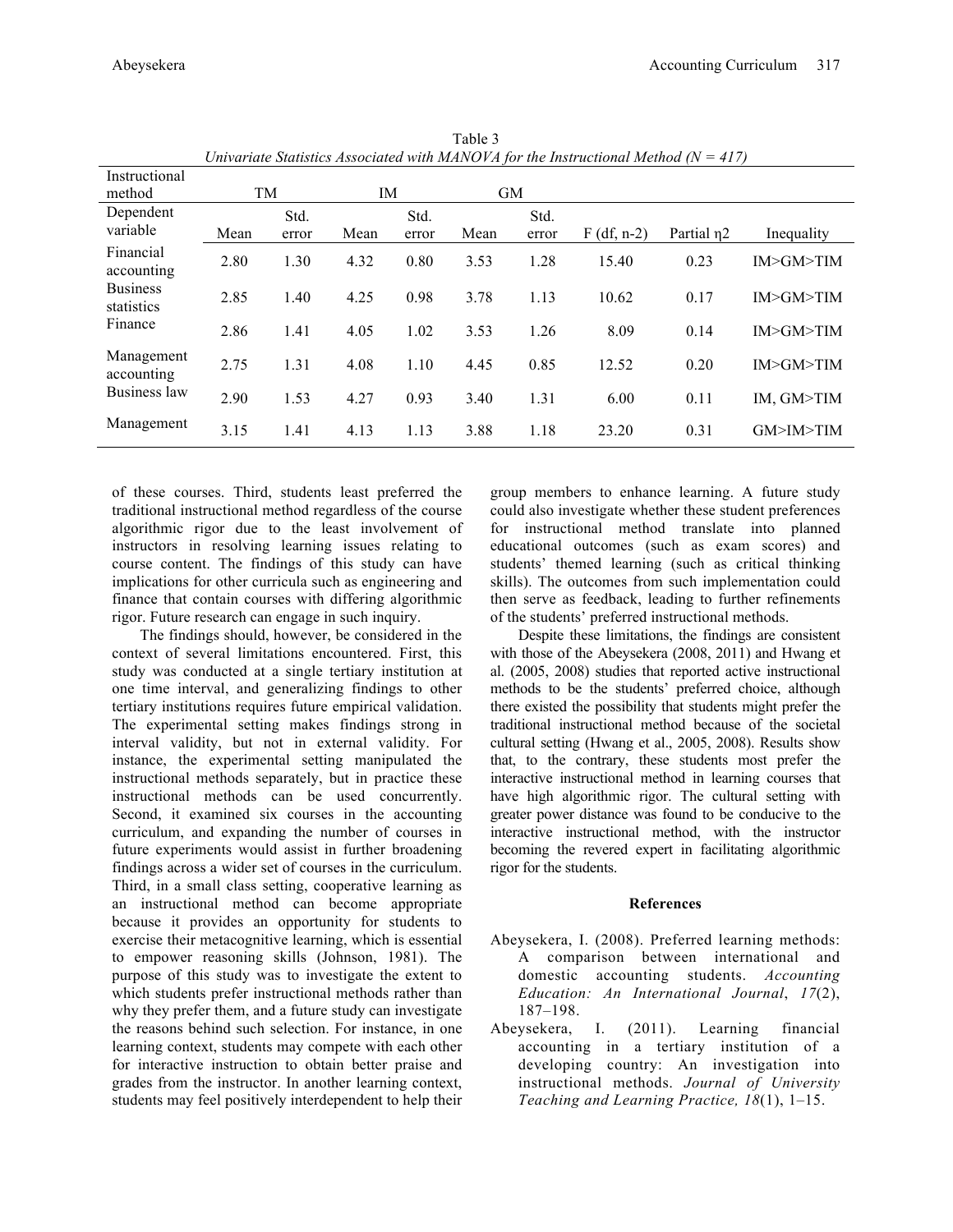Table 3
*Univariate Statistics Associated with MANOVA for the Instructional Method (N = 417)*

| Instructional method | TM | | IM | | GM | | | | |
|---|---|---|---|---|---|---|---|---|---|
| Dependent variable | Mean | Std. error | Mean | Std. error | Mean | Std. error | F (df, n-2) | Partial η2 | Inequality |
| Financial accounting | 2.80 | 1.30 | 4.32 | 0.80 | 3.53 | 1.28 | 15.40 | 0.23 | IM>GM>TIM |
| Business statistics | 2.85 | 1.40 | 4.25 | 0.98 | 3.78 | 1.13 | 10.62 | 0.17 | IM>GM>TIM |
| Finance | 2.86 | 1.41 | 4.05 | 1.02 | 3.53 | 1.26 | 8.09 | 0.14 | IM>GM>TIM |
| Management accounting | 2.75 | 1.31 | 4.08 | 1.10 | 4.45 | 0.85 | 12.52 | 0.20 | IM>GM>TIM |
| Business law | 2.90 | 1.53 | 4.27 | 0.93 | 3.40 | 1.31 | 6.00 | 0.11 | IM, GM>TIM |
| Management | 3.15 | 1.41 | 4.13 | 1.13 | 3.88 | 1.18 | 23.20 | 0.31 | GM>IM>TIM |

of these courses. Third, students least preferred the traditional instructional method regardless of the course algorithmic rigor due to the least involvement of instructors in resolving learning issues relating to course content. The findings of this study can have implications for other curricula such as engineering and finance that contain courses with differing algorithmic rigor. Future research can engage in such inquiry.

The findings should, however, be considered in the context of several limitations encountered. First, this study was conducted at a single tertiary institution at one time interval, and generalizing findings to other tertiary institutions requires future empirical validation. The experimental setting makes findings strong in interval validity, but not in external validity. For instance, the experimental setting manipulated the instructional methods separately, but in practice these instructional methods can be used concurrently. Second, it examined six courses in the accounting curriculum, and expanding the number of courses in future experiments would assist in further broadening findings across a wider set of courses in the curriculum. Third, in a small class setting, cooperative learning as an instructional method can become appropriate because it provides an opportunity for students to exercise their metacognitive learning, which is essential to empower reasoning skills (Johnson, 1981). The purpose of this study was to investigate the extent to which students prefer instructional methods rather than why they prefer them, and a future study can investigate the reasons behind such selection. For instance, in one learning context, students may compete with each other for interactive instruction to obtain better praise and grades from the instructor. In another learning context, students may feel positively interdependent to help their group members to enhance learning. A future study could also investigate whether these student preferences for instructional method translate into planned educational outcomes (such as exam scores) and students' themed learning (such as critical thinking skills). The outcomes from such implementation could then serve as feedback, leading to further refinements of the students' preferred instructional methods.

Despite these limitations, the findings are consistent with those of the Abeysekera (2008, 2011) and Hwang et al. (2005, 2008) studies that reported active instructional methods to be the students' preferred choice, although there existed the possibility that students might prefer the traditional instructional method because of the societal cultural setting (Hwang et al., 2005, 2008). Results show that, to the contrary, these students most prefer the interactive instructional method in learning courses that have high algorithmic rigor. The cultural setting with greater power distance was found to be conducive to the interactive instructional method, with the instructor becoming the revered expert in facilitating algorithmic rigor for the students.

## References

Abeysekera, I. (2008). Preferred learning methods: A comparison between international and domestic accounting students. *Accounting Education: An International Journal*, *17*(2), 187–198.

Abeysekera, I. (2011). Learning financial accounting in a tertiary institution of a developing country: An investigation into instructional methods. *Journal of University Teaching and Learning Practice, 18*(1), 1–15.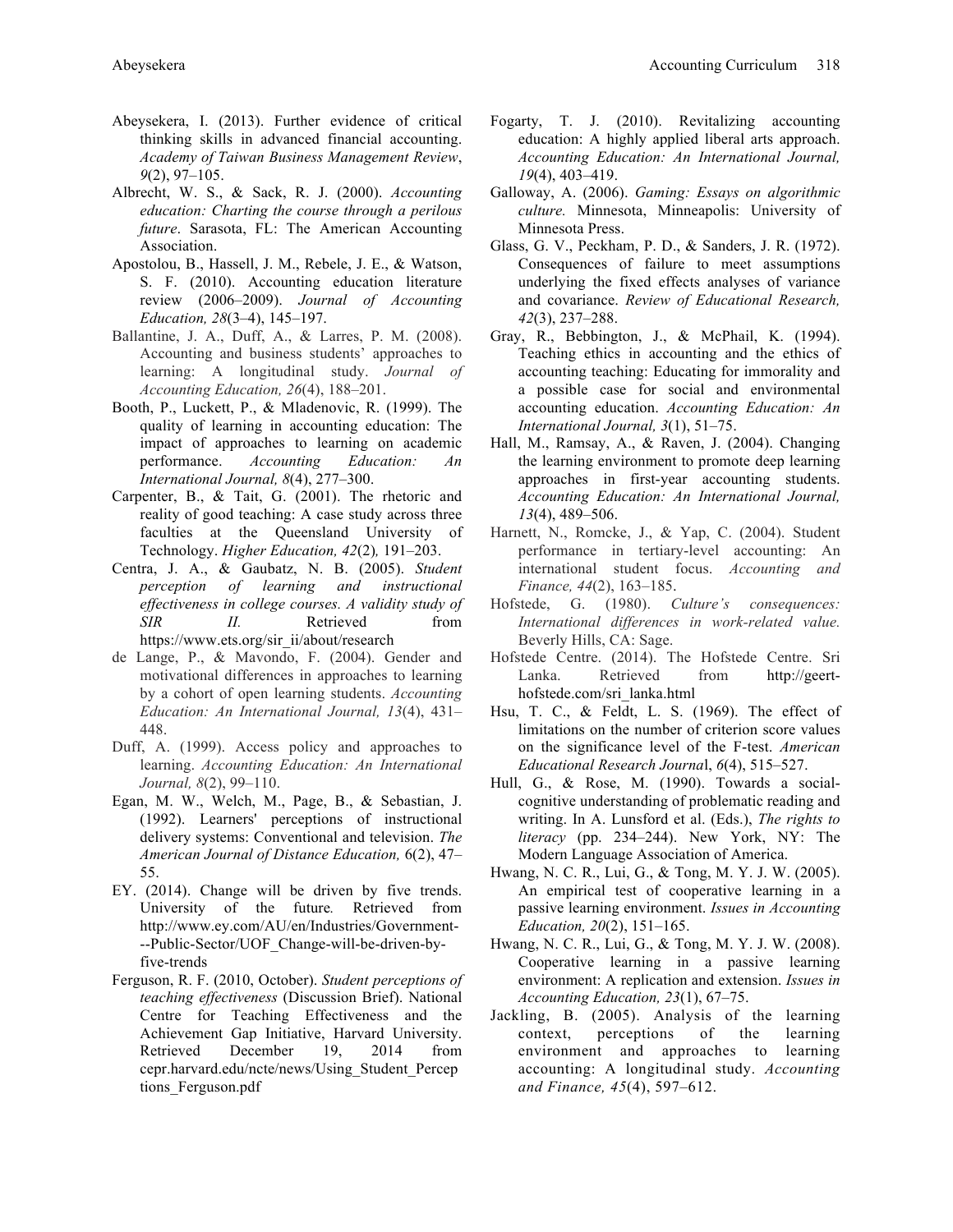Abeysekera, I. (2013). Further evidence of critical thinking skills in advanced financial accounting. *Academy of Taiwan Business Management Review*, *9*(2), 97–105.

Albrecht, W. S., & Sack, R. J. (2000). *Accounting education: Charting the course through a perilous future*. Sarasota, FL: The American Accounting Association.

Apostolou, B., Hassell, J. M., Rebele, J. E., & Watson, S. F. (2010). Accounting education literature review (2006–2009). *Journal of Accounting Education, 28*(3–4), 145–197.

Ballantine, J. A., Duff, A., & Larres, P. M. (2008). Accounting and business students' approaches to learning: A longitudinal study. *Journal of Accounting Education, 26*(4), 188–201.

Booth, P., Luckett, P., & Mladenovic, R. (1999). The quality of learning in accounting education: The impact of approaches to learning on academic performance. *Accounting Education: An International Journal, 8*(4), 277–300.

Carpenter, B., & Tait, G. (2001). The rhetoric and reality of good teaching: A case study across three faculties at the Queensland University of Technology. *Higher Education, 42*(2), 191–203.

Centra, J. A., & Gaubatz, N. B. (2005). *Student perception of learning and instructional effectiveness in college courses. A validity study of SIR II.* Retrieved from https://www.ets.org/sir_ii/about/research

de Lange, P., & Mavondo, F. (2004). Gender and motivational differences in approaches to learning by a cohort of open learning students. *Accounting Education: An International Journal, 13*(4), 431–448.

Duff, A. (1999). Access policy and approaches to learning. *Accounting Education: An International Journal, 8*(2), 99–110.

Egan, M. W., Welch, M., Page, B., & Sebastian, J. (1992). Learners' perceptions of instructional delivery systems: Conventional and television. *The American Journal of Distance Education,* 6(2), 47–55.

EY. (2014). Change will be driven by five trends. University of the future*.* Retrieved from http://www.ey.com/AU/en/Industries/Government---Public-Sector/UOF_Change-will-be-driven-by-five-trends

Ferguson, R. F. (2010, October). *Student perceptions of teaching effectiveness* (Discussion Brief). National Centre for Teaching Effectiveness and the Achievement Gap Initiative, Harvard University. Retrieved December 19, 2014 from cepr.harvard.edu/ncte/news/Using_Student_Perceptions_Ferguson.pdf

Fogarty, T. J. (2010). Revitalizing accounting education: A highly applied liberal arts approach. *Accounting Education: An International Journal, 19*(4), 403–419.

Galloway, A. (2006). *Gaming: Essays on algorithmic culture.* Minnesota, Minneapolis: University of Minnesota Press.

Glass, G. V., Peckham, P. D., & Sanders, J. R. (1972). Consequences of failure to meet assumptions underlying the fixed effects analyses of variance and covariance. *Review of Educational Research, 42*(3), 237–288.

Gray, R., Bebbington, J., & McPhail, K. (1994). Teaching ethics in accounting and the ethics of accounting teaching: Educating for immorality and a possible case for social and environmental accounting education. *Accounting Education: An International Journal, 3*(1), 51–75.

Hall, M., Ramsay, A., & Raven, J. (2004). Changing the learning environment to promote deep learning approaches in first-year accounting students. *Accounting Education: An International Journal, 13*(4), 489–506.

Harnett, N., Romcke, J., & Yap, C. (2004). Student performance in tertiary-level accounting: An international student focus. *Accounting and Finance, 44*(2), 163–185.

Hofstede, G. (1980). *Culture's consequences: International differences in work-related value.* Beverly Hills, CA: Sage.

Hofstede Centre. (2014). The Hofstede Centre. Sri Lanka. Retrieved from http://geert-hofstede.com/sri_lanka.html

Hsu, T. C., & Feldt, L. S. (1969). The effect of limitations on the number of criterion score values on the significance level of the F-test. *American Educational Research Journa*l, *6*(4), 515–527.

Hull, G., & Rose, M. (1990). Towards a social-cognitive understanding of problematic reading and writing. In A. Lunsford et al. (Eds.), *The rights to literacy* (pp. 234–244). New York, NY: The Modern Language Association of America.

Hwang, N. C. R., Lui, G., & Tong, M. Y. J. W. (2005). An empirical test of cooperative learning in a passive learning environment. *Issues in Accounting Education, 20*(2), 151–165.

Hwang, N. C. R., Lui, G., & Tong, M. Y. J. W. (2008). Cooperative learning in a passive learning environment: A replication and extension. *Issues in Accounting Education, 23*(1), 67–75.

Jackling, B. (2005). Analysis of the learning context, perceptions of the learning environment and approaches to learning accounting: A longitudinal study. *Accounting and Finance, 45*(4), 597–612.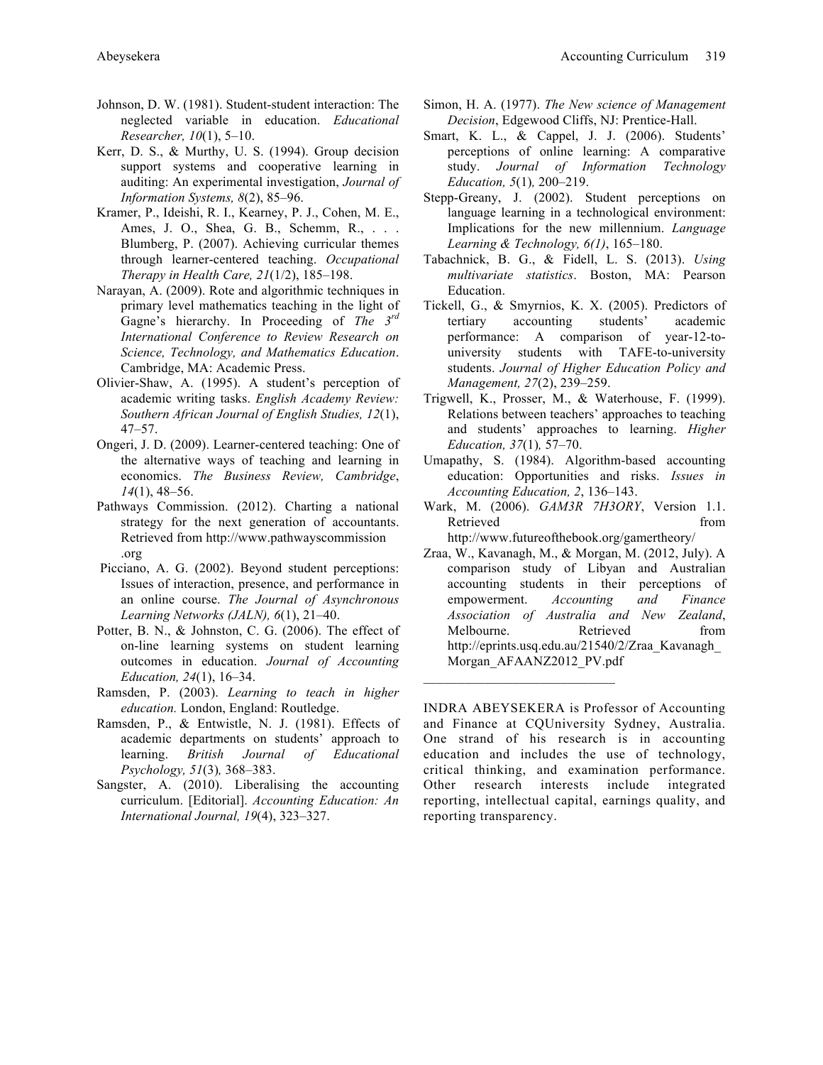Johnson, D. W. (1981). Student-student interaction: The neglected variable in education. *Educational Researcher, 10*(1), 5–10.

Kerr, D. S., & Murthy, U. S. (1994). Group decision support systems and cooperative learning in auditing: An experimental investigation, *Journal of Information Systems, 8*(2), 85–96.

Kramer, P., Ideishi, R. I., Kearney, P. J., Cohen, M. E., Ames, J. O., Shea, G. B., Schemm, R., . . . Blumberg, P. (2007). Achieving curricular themes through learner-centered teaching. *Occupational Therapy in Health Care, 21*(1/2), 185–198.

Narayan, A. (2009). Rote and algorithmic techniques in primary level mathematics teaching in the light of Gagne's hierarchy. In Proceeding of *The 3rd International Conference to Review Research on Science, Technology, and Mathematics Education*. Cambridge, MA: Academic Press.

Olivier-Shaw, A. (1995). A student's perception of academic writing tasks. *English Academy Review: Southern African Journal of English Studies, 12*(1), 47–57.

Ongeri, J. D. (2009). Learner-centered teaching: One of the alternative ways of teaching and learning in economics. *The Business Review, Cambridge*, *14*(1), 48–56.

Pathways Commission. (2012). Charting a national strategy for the next generation of accountants. Retrieved from http://www.pathwayscommission.org

Picciano, A. G. (2002). Beyond student perceptions: Issues of interaction, presence, and performance in an online course. *The Journal of Asynchronous Learning Networks (JALN), 6*(1), 21–40.

Potter, B. N., & Johnston, C. G. (2006). The effect of on-line learning systems on student learning outcomes in education. *Journal of Accounting Education, 24*(1), 16–34.

Ramsden, P. (2003). *Learning to teach in higher education.* London, England: Routledge.

Ramsden, P., & Entwistle, N. J. (1981). Effects of academic departments on students' approach to learning. *British Journal of Educational Psychology, 51*(3)*,* 368–383.

Sangster, A. (2010). Liberalising the accounting curriculum. [Editorial]. *Accounting Education: An International Journal, 19*(4), 323–327.

Simon, H. A. (1977). *The New science of Management Decision*, Edgewood Cliffs, NJ: Prentice-Hall.

Smart, K. L., & Cappel, J. J. (2006). Students' perceptions of online learning: A comparative study. *Journal of Information Technology Education, 5*(1)*,* 200–219.

Stepp-Greany, J. (2002). Student perceptions on language learning in a technological environment: Implications for the new millennium. *Language Learning & Technology, 6(1)*, 165–180.

Tabachnick, B. G., & Fidell, L. S. (2013). *Using multivariate statistics*. Boston, MA: Pearson Education.

Tickell, G., & Smyrnios, K. X. (2005). Predictors of tertiary accounting students' academic performance: A comparison of year-12-to-university students with TAFE-to-university students. *Journal of Higher Education Policy and Management, 27*(2), 239–259.

Trigwell, K., Prosser, M., & Waterhouse, F. (1999). Relations between teachers' approaches to teaching and students' approaches to learning. *Higher Education, 37*(1)*,* 57–70.

Umapathy, S. (1984). Algorithm-based accounting education: Opportunities and risks. *Issues in Accounting Education, 2*, 136–143.

Wark, M. (2006). *GAM3R 7H3ORY*, Version 1.1. Retrieved from http://www.futureofthebook.org/gamertheory/

Zraa, W., Kavanagh, M., & Morgan, M. (2012, July). A comparison study of Libyan and Australian accounting students in their perceptions of empowerment. *Accounting and Finance Association of Australia and New Zealand*, Melbourne. Retrieved from http://eprints.usq.edu.au/21540/2/Zraa_Kavanagh_Morgan_AFAANZ2012_PV.pdf

---

INDRA ABEYSEKERA is Professor of Accounting and Finance at CQUniversity Sydney, Australia. One strand of his research is in accounting education and includes the use of technology, critical thinking, and examination performance. Other research interests include integrated reporting, intellectual capital, earnings quality, and reporting transparency.